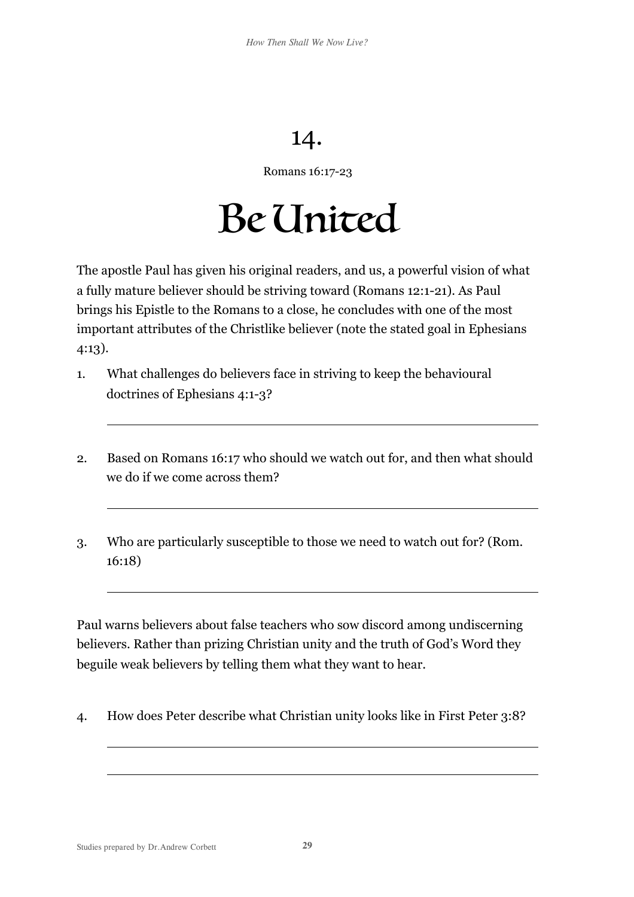# 14.

Romans 16:17-23

# Be United

The apostle Paul has given his original readers, and us, a powerful vision of what a fully mature believer should be striving toward (Romans 12:1-21). As Paul brings his Epistle to the Romans to a close, he concludes with one of the most important attributes of the Christlike believer (note the stated goal in Ephesians 4:13).

1. What challenges do believers face in striving to keep the behavioural doctrines of Ephesians 4:1-3?

   ___

2. Based on Romans 16:17 who should we watch out for, and then what should we do if we come across them?

   ___

3. Who are particularly susceptible to those we need to watch out for? (Rom. 16:18)

   ___

Paul warns believers about false teachers who sow discord among undiscerning believers. Rather than prizing Christian unity and the truth of God's Word they beguile weak believers by telling them what they want to hear.

4. How does Peter describe what Christian unity looks like in First Peter 3:8?

   ___

   ___

Studies prepared by Dr. Andrew Corbett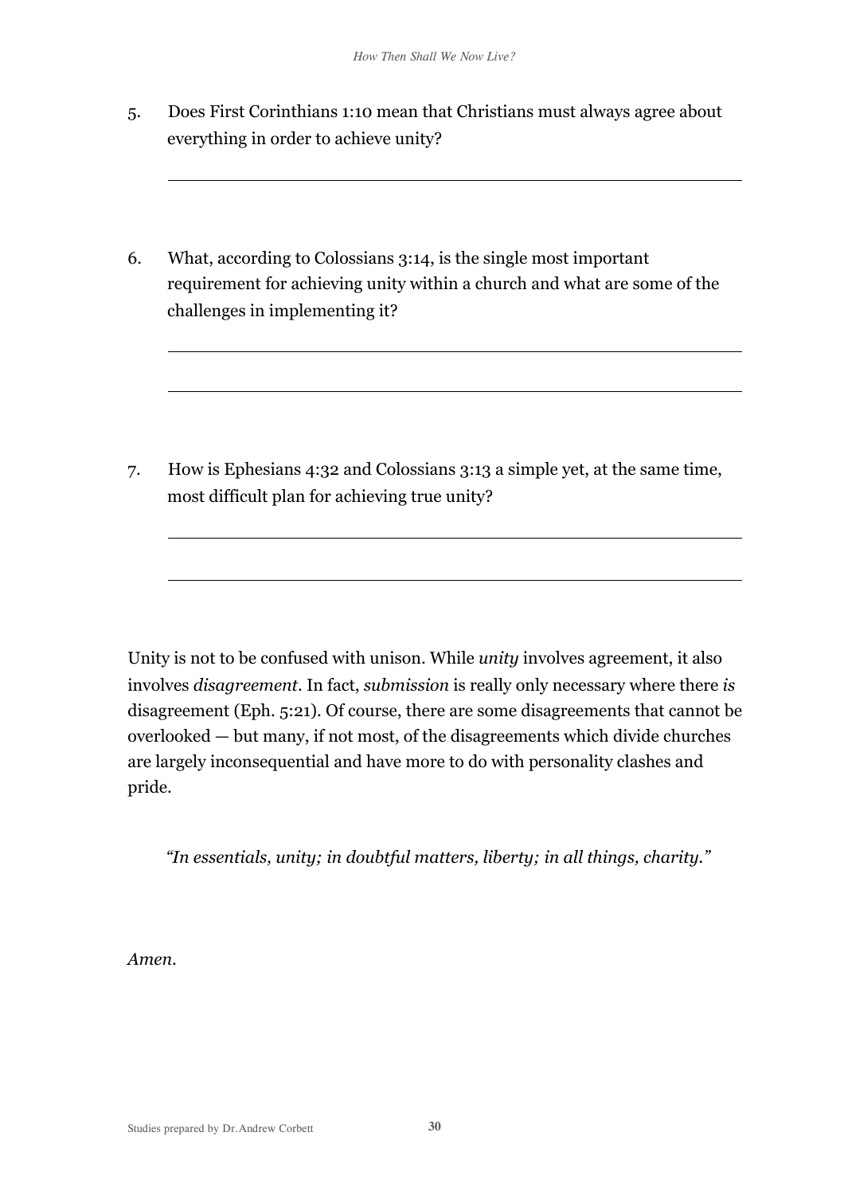5. Does First Corinthians 1:10 mean that Christians must always agree about everything in order to achieve unity?

______________________________________________

6. What, according to Colossians 3:14, is the single most important requirement for achieving unity within a church and what are some of the challenges in implementing it?

______________________________________________

______________________________________________

7. How is Ephesians 4:32 and Colossians 3:13 a simple yet, at the same time, most difficult plan for achieving true unity?

______________________________________________

______________________________________________

Unity is not to be confused with unison. While *unity* involves agreement, it also involves *disagreement*. In fact, *submission* is really only necessary where there *is* disagreement (Eph. 5:21). Of course, there are some disagreements that cannot be overlooked — but many, if not most, of the disagreements which divide churches are largely inconsequential and have more to do with personality clashes and pride.

*"In essentials, unity; in doubtful matters, liberty; in all things, charity."*

*Amen.*